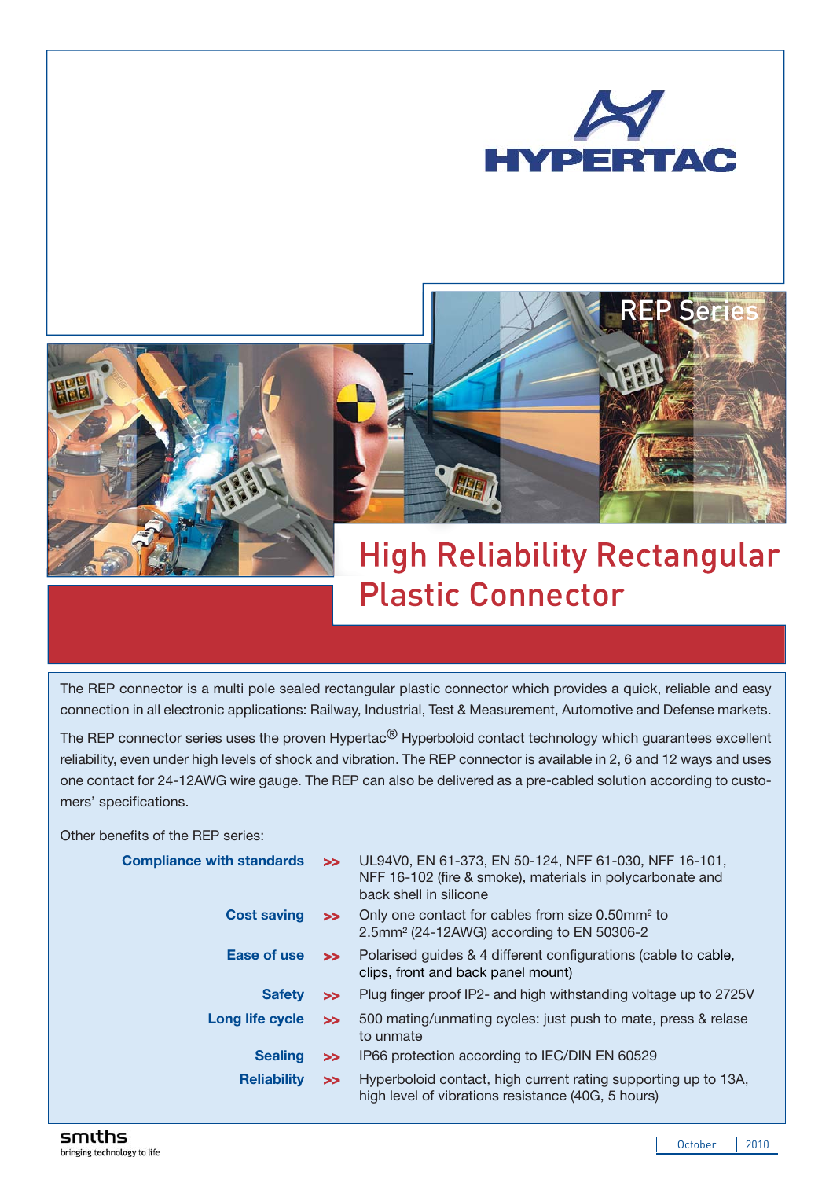# HYPERTAC

## REP Series

# High Reliability Rectangular Plastic Connector

The REP connector is a multi pole sealed rectangular plastic connector which provides a quick, reliable and easy connection in all electronic applications: Railway, Industrial, Test & Measurement, Automotive and Defense markets.

The REP connector series uses the proven Hypertac® Hyperboloid contact technology which guarantees excellent reliability, even under high levels of shock and vibration. The REP connector is available in 2, 6 and 12 ways and uses one contact for 24-12AWG wire gauge. The REP can also be delivered as a pre-cabled solution according to customers' specifications.

Other benefits of the REP series:

| | | |
|---|---|---|
| **Compliance with standards** | >> | UL94V0, EN 61-373, EN 50-124, NFF 61-030, NFF 16-101, NFF 16-102 (fire & smoke), materials in polycarbonate and back shell in silicone |
| **Cost saving** | >> | Only one contact for cables from size 0.50mm² to 2.5mm² (24-12AWG) according to EN 50306-2 |
| **Ease of use** | >> | Polarised guides & 4 different configurations (cable to cable, clips, front and back panel mount) |
| **Safety** | >> | Plug finger proof IP2- and high withstanding voltage up to 2725V |
| **Long life cycle** | >> | 500 mating/unmating cycles: just push to mate, press & relase to unmate |
| **Sealing** | >> | IP66 protection according to IEC/DIN EN 60529 |
| **Reliability** | >> | Hyperboloid contact, high current rating supporting up to 13A, high level of vibrations resistance (40G, 5 hours) |

smiths
bringing technology to life

October 2010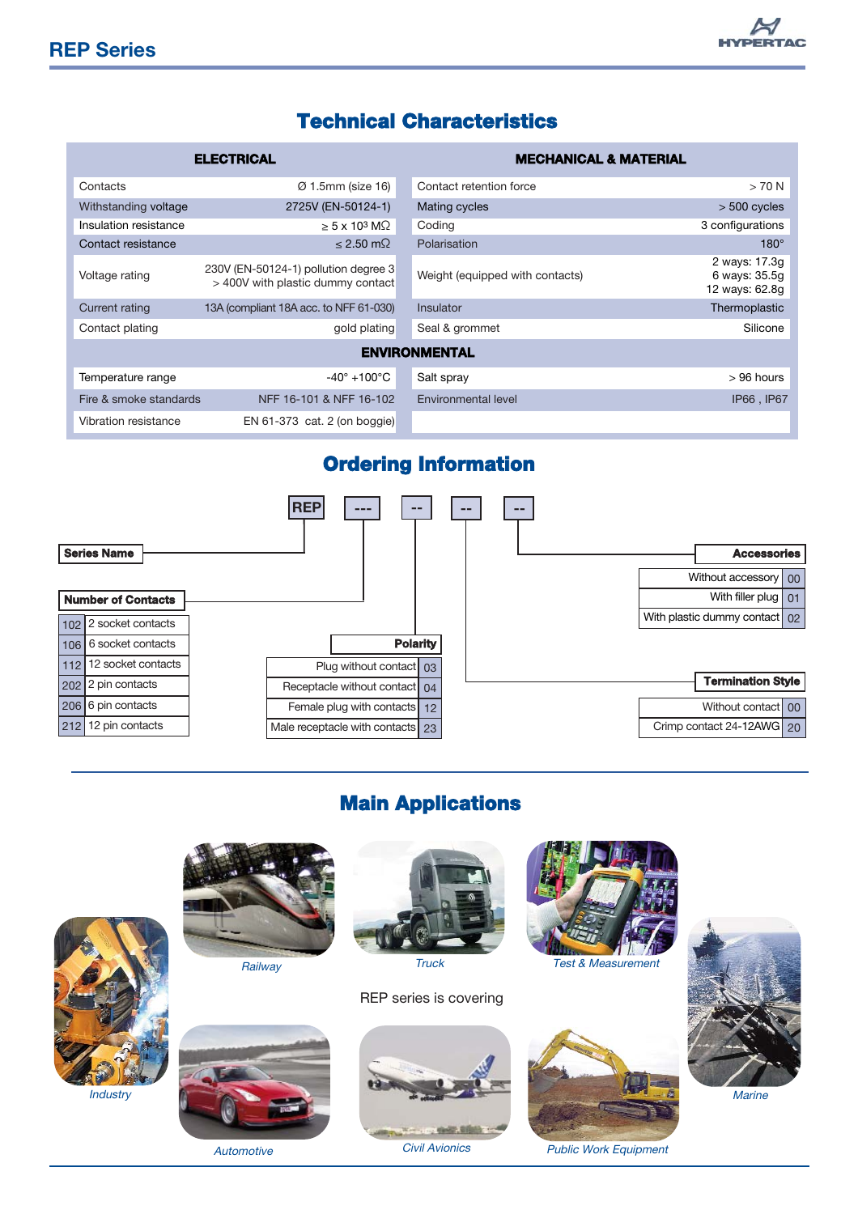## REP Series

# Technical Characteristics

| ELECTRICAL | | MECHANICAL & MATERIAL | |
|---|---|---|---|
| Contacts | Ø 1.5mm (size 16) | Contact retention force | > 70 N |
| Withstanding voltage | 2725V (EN-50124-1) | Mating cycles | > 500 cycles |
| Insulation resistance | ≥ 5 x $10^3$ MΩ | Coding | 3 configurations |
| Contact resistance | ≤ 2.50 mΩ | Polarisation | 180° |
| Voltage rating | 230V (EN-50124-1) pollution degree 3<br>> 400V with plastic dummy contact | Weight (equipped with contacts) | 2 ways: 17.3g<br>6 ways: 35.5g<br>12 ways: 62.8g |
| Current rating | 13A (compliant 18A acc. to NFF 61-030) | Insulator | Thermoplastic |
| Contact plating | gold plating | Seal & grommet | Silicone |
| **ENVIRONMENTAL** | | | |
| Temperature range | -40° +100°C | Salt spray | > 96 hours |
| Fire & smoke standards | NFF 16-101 & NFF 16-102 | Environmental level | IP66 , IP67 |
| Vibration resistance | EN 61-373 cat. 2 (on boggie) | | |

# Ordering Information

REP --- -- -- --

**Series Name**: REP

**Number of Contacts**

| Code | Description |
|---|---|
| 102 | 2 socket contacts |
| 106 | 6 socket contacts |
| 112 | 12 socket contacts |
| 202 | 2 pin contacts |
| 206 | 6 pin contacts |
| 212 | 12 pin contacts |

**Polarity**

| Description | Code |
|---|---|
| Plug without contact | 03 |
| Receptacle without contact | 04 |
| Female plug with contacts | 12 |
| Male receptacle with contacts | 23 |

**Termination Style**

| Description | Code |
|---|---|
| Without contact | 00 |
| Crimp contact 24-12AWG | 20 |

**Accessories**

| Description | Code |
|---|---|
| Without accessory | 00 |
| With filler plug | 01 |
| With plastic dummy contact | 02 |

# Main Applications

REP series is covering

*Industry*

*Railway*

*Truck*

*Test & Measurement*

*Marine*

*Automotive*

*Civil Avionics*

*Public Work Equipment*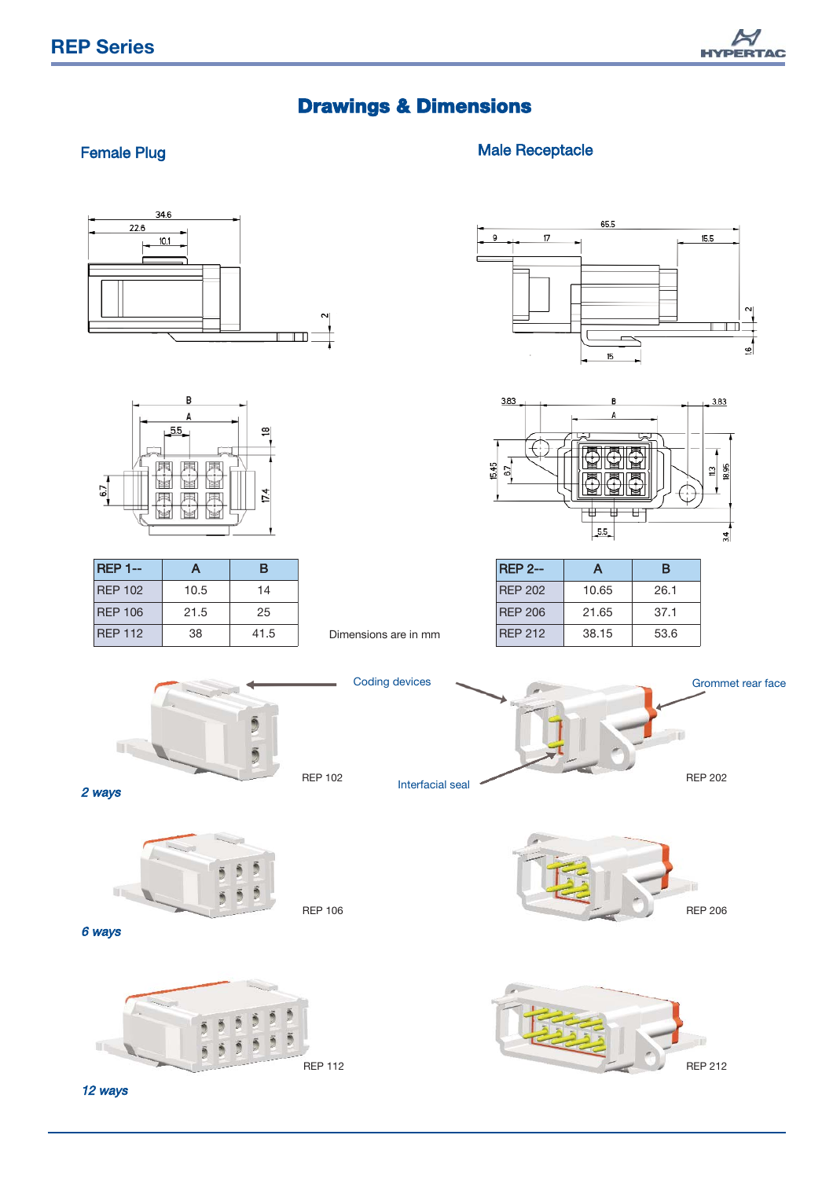# Drawings & Dimensions

## Female Plug

| REP 1-- | A | B |
|---|---|---|
| REP 102 | 10.5 | 14 |
| REP 106 | 21.5 | 25 |
| REP 112 | 38 | 41.5 |

## Male Receptacle

| REP 2-- | A | B |
|---|---|---|
| REP 202 | 10.65 | 26.1 |
| REP 206 | 21.65 | 37.1 |
| REP 212 | 38.15 | 53.6 |

Dimensions are in mm

Coding devices

Grommet rear face

Interfacial seal

REP 102

REP 202

*2 ways*

REP 106

REP 206

*6 ways*

REP 112

REP 212

*12 ways*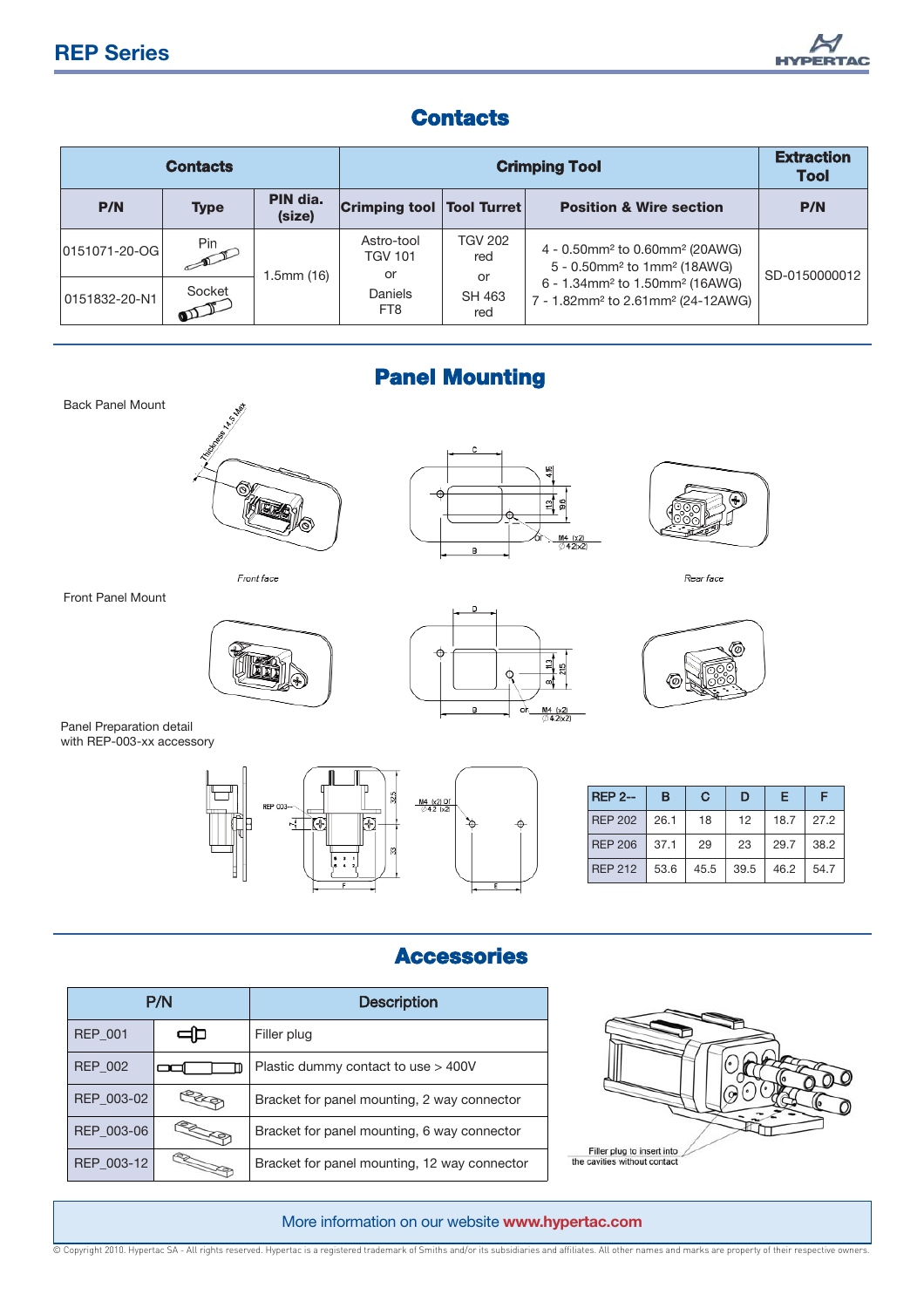## Contacts

| Contacts | | | Crimping Tool | | | Extraction Tool |
|---|---|---|---|---|---|---|
| P/N | Type | PIN dia. (size) | Crimping tool | Tool Turret | Position & Wire section | P/N |
| 0151071-20-OG | Pin | 1.5mm (16) | Astro-tool TGV 101 or Daniels FT8 | TGV 202 red or SH 463 red | 4 - 0.50mm² to 0.60mm² (20AWG)<br>5 - 0.50mm² to 1mm² (18AWG)<br>6 - 1.34mm² to 1.50mm² (16AWG)<br>7 - 1.82mm² to 2.61mm² (24-12AWG) | SD-0150000012 |
| 0151832-20-N1 | Socket | | | | | |

## Panel Mounting

Back Panel Mount

Thickness 1.5 Max

C

B

4.5

13

9.6

or

M4 (x2)
∅ 4.2(x2)

Front face

Rear face

Front Panel Mount

D

B

13

9

21.5

or

M4 (x2)
∅ 4.2(x2)

Panel Preparation detail
with REP-003-xx accessory

REP 003-

7

32.5

33

F

M4 (x2) Or
∅ 4.2 (x2)

E

| REP 2-- | B | C | D | E | F |
|---|---|---|---|---|---|
| REP 202 | 26.1 | 18 | 12 | 18.7 | 27.2 |
| REP 206 | 37.1 | 29 | 23 | 29.7 | 38.2 |
| REP 212 | 53.6 | 45.5 | 39.5 | 46.2 | 54.7 |

## Accessories

| P/N | | Description |
|---|---|---|
| REP_001 | | Filler plug |
| REP_002 | | Plastic dummy contact to use > 400V |
| REP_003-02 | | Bracket for panel mounting, 2 way connector |
| REP_003-06 | | Bracket for panel mounting, 6 way connector |
| REP_003-12 | | Bracket for panel mounting, 12 way connector |

Filler plug to insert into
the cavities without contact

More information on our website **www.hypertac.com**

© Copyright 2010. Hypertac SA - All rights reserved. Hypertac is a registered trademark of Smiths and/or its subsidiaries and affiliates. All other names and marks are property of their respective owners.